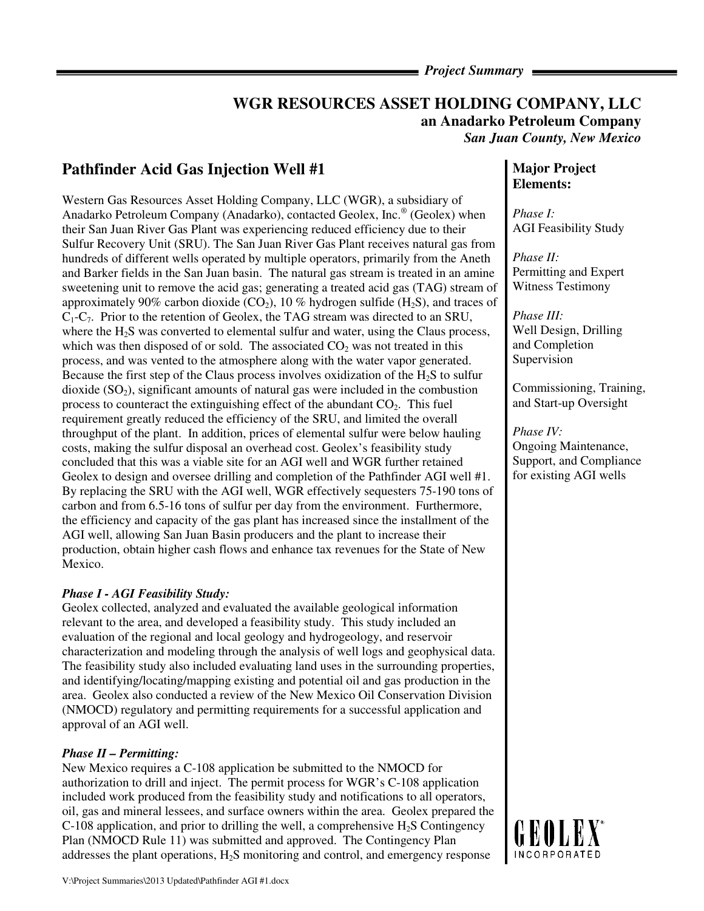# WGR RESOURCES ASSET HOLDING COMPANY, LLC

**an Anadarko Petroleum Company**

*San Juan County, New Mexico*

## Pathfinder Acid Gas Injection Well #1

Western Gas Resources Asset Holding Company, LLC (WGR), a subsidiary of Anadarko Petroleum Company (Anadarko), contacted Geolex, Inc.® (Geolex) when their San Juan River Gas Plant was experiencing reduced efficiency due to their Sulfur Recovery Unit (SRU). The San Juan River Gas Plant receives natural gas from hundreds of different wells operated by multiple operators, primarily from the Aneth and Barker fields in the San Juan basin. The natural gas stream is treated in an amine sweetening unit to remove the acid gas; generating a treated acid gas (TAG) stream of approximately 90% carbon dioxide ($CO_2$), 10 % hydrogen sulfide ($H_2S$), and traces of $C_1$-$C_7$. Prior to the retention of Geolex, the TAG stream was directed to an SRU, where the $H_2S$ was converted to elemental sulfur and water, using the Claus process, which was then disposed of or sold. The associated $CO_2$ was not treated in this process, and was vented to the atmosphere along with the water vapor generated. Because the first step of the Claus process involves oxidization of the $H_2S$ to sulfur dioxide ($SO_2$), significant amounts of natural gas were included in the combustion process to counteract the extinguishing effect of the abundant $CO_2$. This fuel requirement greatly reduced the efficiency of the SRU, and limited the overall throughput of the plant. In addition, prices of elemental sulfur were below hauling costs, making the sulfur disposal an overhead cost. Geolex's feasibility study concluded that this was a viable site for an AGI well and WGR further retained Geolex to design and oversee drilling and completion of the Pathfinder AGI well #1. By replacing the SRU with the AGI well, WGR effectively sequesters 75-190 tons of carbon and from 6.5-16 tons of sulfur per day from the environment. Furthermore, the efficiency and capacity of the gas plant has increased since the installment of the AGI well, allowing San Juan Basin producers and the plant to increase their production, obtain higher cash flows and enhance tax revenues for the State of New Mexico.

### *Phase I - AGI Feasibility Study:*

Geolex collected, analyzed and evaluated the available geological information relevant to the area, and developed a feasibility study. This study included an evaluation of the regional and local geology and hydrogeology, and reservoir characterization and modeling through the analysis of well logs and geophysical data. The feasibility study also included evaluating land uses in the surrounding properties, and identifying/locating/mapping existing and potential oil and gas production in the area. Geolex also conducted a review of the New Mexico Oil Conservation Division (NMOCD) regulatory and permitting requirements for a successful application and approval of an AGI well.

### *Phase II – Permitting:*

New Mexico requires a C-108 application be submitted to the NMOCD for authorization to drill and inject. The permit process for WGR's C-108 application included work produced from the feasibility study and notifications to all operators, oil, gas and mineral lessees, and surface owners within the area. Geolex prepared the C-108 application, and prior to drilling the well, a comprehensive $H_2S$ Contingency Plan (NMOCD Rule 11) was submitted and approved. The Contingency Plan addresses the plant operations, $H_2S$ monitoring and control, and emergency response

**Major Project Elements:**

*Phase I:*
AGI Feasibility Study

*Phase II:*
Permitting and Expert Witness Testimony

*Phase III:*
Well Design, Drilling and Completion Supervision

Commissioning, Training, and Start-up Oversight

*Phase IV:*
Ongoing Maintenance, Support, and Compliance for existing AGI wells

GEOLEX® INCORPORATED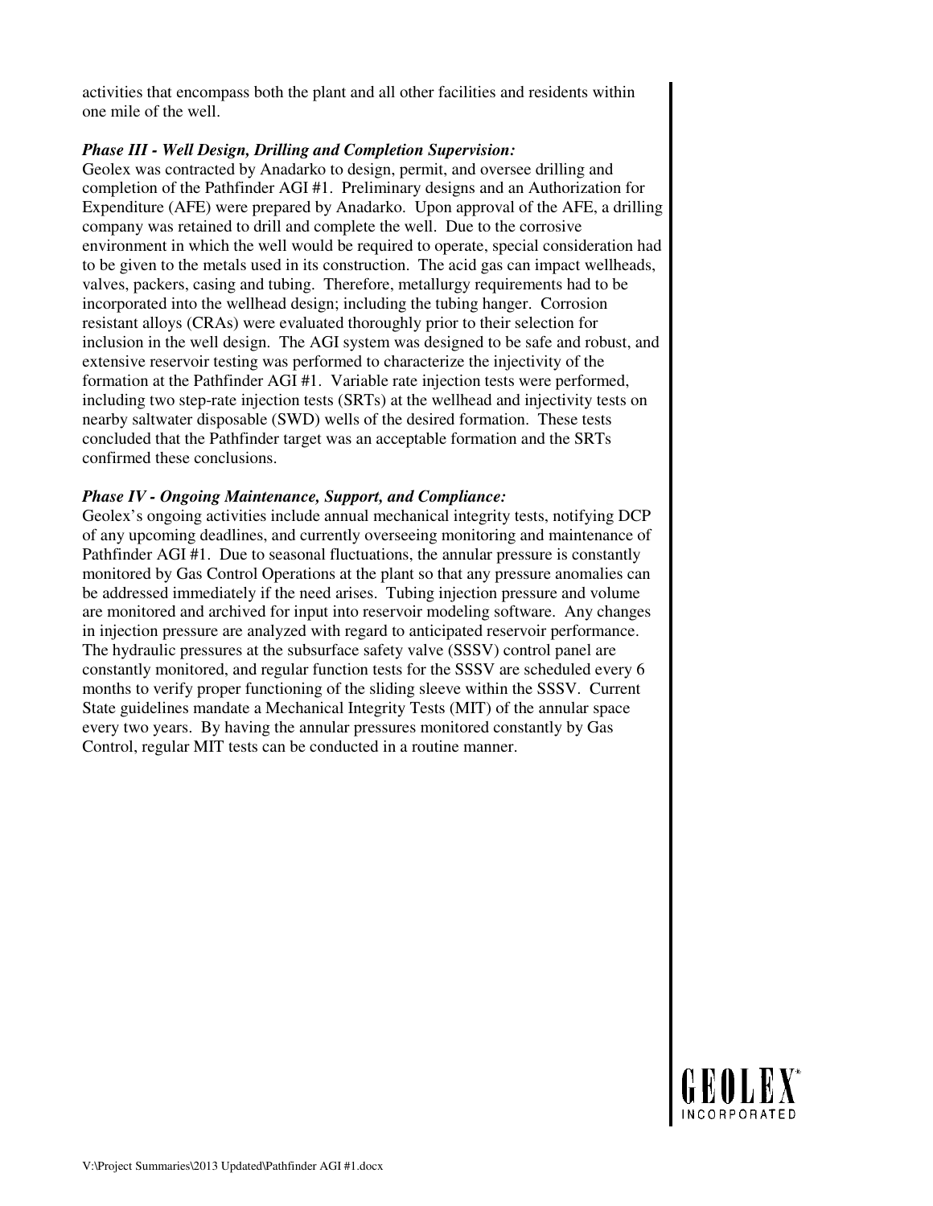activities that encompass both the plant and all other facilities and residents within one mile of the well.

***Phase III - Well Design, Drilling and Completion Supervision:***
Geolex was contracted by Anadarko to design, permit, and oversee drilling and completion of the Pathfinder AGI #1. Preliminary designs and an Authorization for Expenditure (AFE) were prepared by Anadarko. Upon approval of the AFE, a drilling company was retained to drill and complete the well. Due to the corrosive environment in which the well would be required to operate, special consideration had to be given to the metals used in its construction. The acid gas can impact wellheads, valves, packers, casing and tubing. Therefore, metallurgy requirements had to be incorporated into the wellhead design; including the tubing hanger. Corrosion resistant alloys (CRAs) were evaluated thoroughly prior to their selection for inclusion in the well design. The AGI system was designed to be safe and robust, and extensive reservoir testing was performed to characterize the injectivity of the formation at the Pathfinder AGI #1. Variable rate injection tests were performed, including two step-rate injection tests (SRTs) at the wellhead and injectivity tests on nearby saltwater disposable (SWD) wells of the desired formation. These tests concluded that the Pathfinder target was an acceptable formation and the SRTs confirmed these conclusions.

***Phase IV - Ongoing Maintenance, Support, and Compliance:***
Geolex's ongoing activities include annual mechanical integrity tests, notifying DCP of any upcoming deadlines, and currently overseeing monitoring and maintenance of Pathfinder AGI #1. Due to seasonal fluctuations, the annular pressure is constantly monitored by Gas Control Operations at the plant so that any pressure anomalies can be addressed immediately if the need arises. Tubing injection pressure and volume are monitored and archived for input into reservoir modeling software. Any changes in injection pressure are analyzed with regard to anticipated reservoir performance. The hydraulic pressures at the subsurface safety valve (SSSV) control panel are constantly monitored, and regular function tests for the SSSV are scheduled every 6 months to verify proper functioning of the sliding sleeve within the SSSV. Current State guidelines mandate a Mechanical Integrity Tests (MIT) of the annular space every two years. By having the annular pressures monitored constantly by Gas Control, regular MIT tests can be conducted in a routine manner.